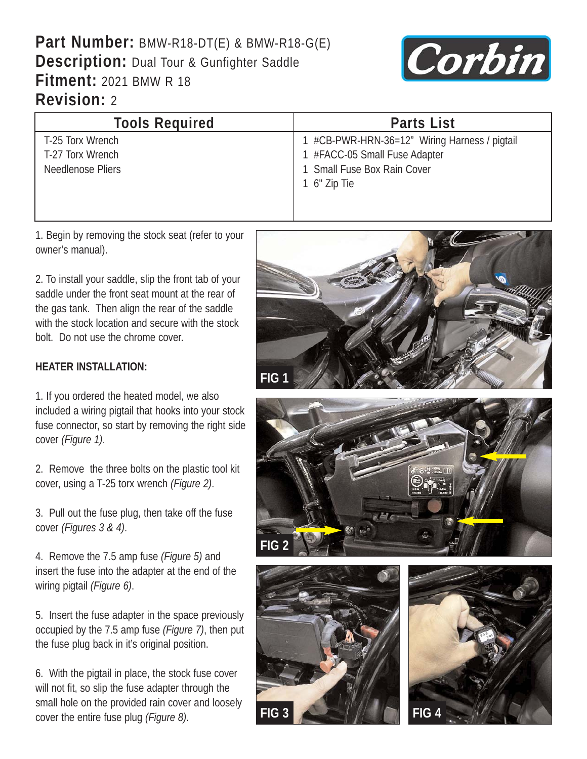**Part Number:** BMW-R18-DT(E) & BMW-R18-G(E)
**Description:** Dual Tour & Gunfighter Saddle
**Fitment:** 2021 BMW R 18
**Revision:** 2

| Tools Required | Parts List |
|---|---|
| T-25 Torx Wrench | 1 #CB-PWR-HRN-36=12" Wiring Harness / pigtail |
| T-27 Torx Wrench | 1 #FACC-05 Small Fuse Adapter |
| Needlenose Pliers | 1 Small Fuse Box Rain Cover |
| | 1 6" Zip Tie |

1. Begin by removing the stock seat (refer to your owner's manual).

2. To install your saddle, slip the front tab of your saddle under the front seat mount at the rear of the gas tank. Then align the rear of the saddle with the stock location and secure with the stock bolt. Do not use the chrome cover.

**HEATER INSTALLATION:**

1. If you ordered the heated model, we also included a wiring pigtail that hooks into your stock fuse connector, so start by removing the right side cover *(Figure 1)*.

2. Remove the three bolts on the plastic tool kit cover, using a T-25 torx wrench *(Figure 2)*.

3. Pull out the fuse plug, then take off the fuse cover *(Figures 3 & 4)*.

4. Remove the 7.5 amp fuse *(Figure 5)* and insert the fuse into the adapter at the end of the wiring pigtail *(Figure 6)*.

5. Insert the fuse adapter in the space previously occupied by the 7.5 amp fuse *(Figure 7)*, then put the fuse plug back in it's original position.

6. With the pigtail in place, the stock fuse cover will not fit, so slip the fuse adapter through the small hole on the provided rain cover and loosely cover the entire fuse plug *(Figure 8)*.

FIG 1

FIG 2

FIG 3

FIG 4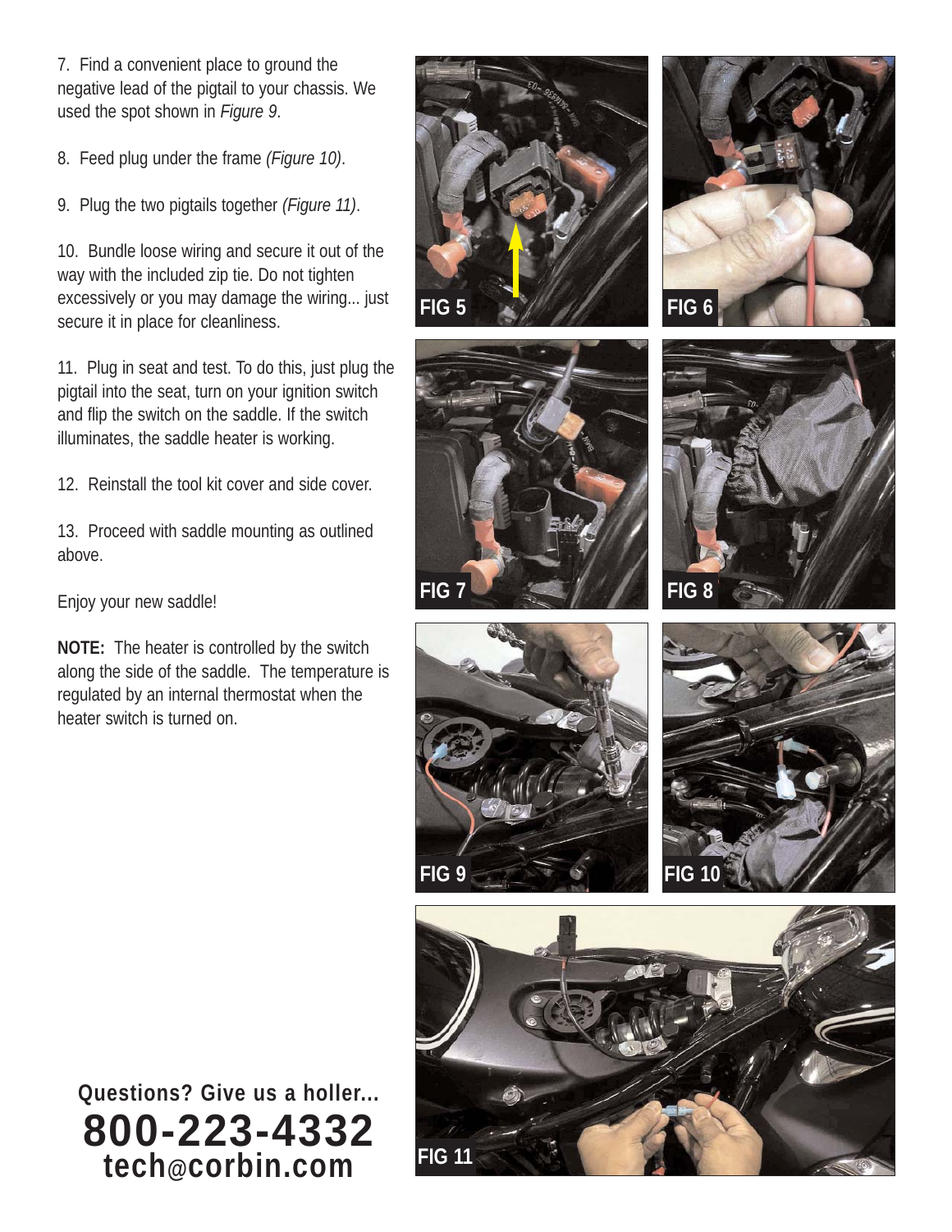7. Find a convenient place to ground the negative lead of the pigtail to your chassis. We used the spot shown in *Figure 9*.

8. Feed plug under the frame *(Figure 10)*.

9. Plug the two pigtails together *(Figure 11)*.

10. Bundle loose wiring and secure it out of the way with the included zip tie. Do not tighten excessively or you may damage the wiring... just secure it in place for cleanliness.

11. Plug in seat and test. To do this, just plug the pigtail into the seat, turn on your ignition switch and flip the switch on the saddle. If the switch illuminates, the saddle heater is working.

12. Reinstall the tool kit cover and side cover.

13. Proceed with saddle mounting as outlined above.

Enjoy your new saddle!

**NOTE:** The heater is controlled by the switch along the side of the saddle. The temperature is regulated by an internal thermostat when the heater switch is turned on.

FIG 5

FIG 6

FIG 7

FIG 8

FIG 9

FIG 10

FIG 11

**Questions? Give us a holler...**

**800-223-4332**

**tech@corbin.com**